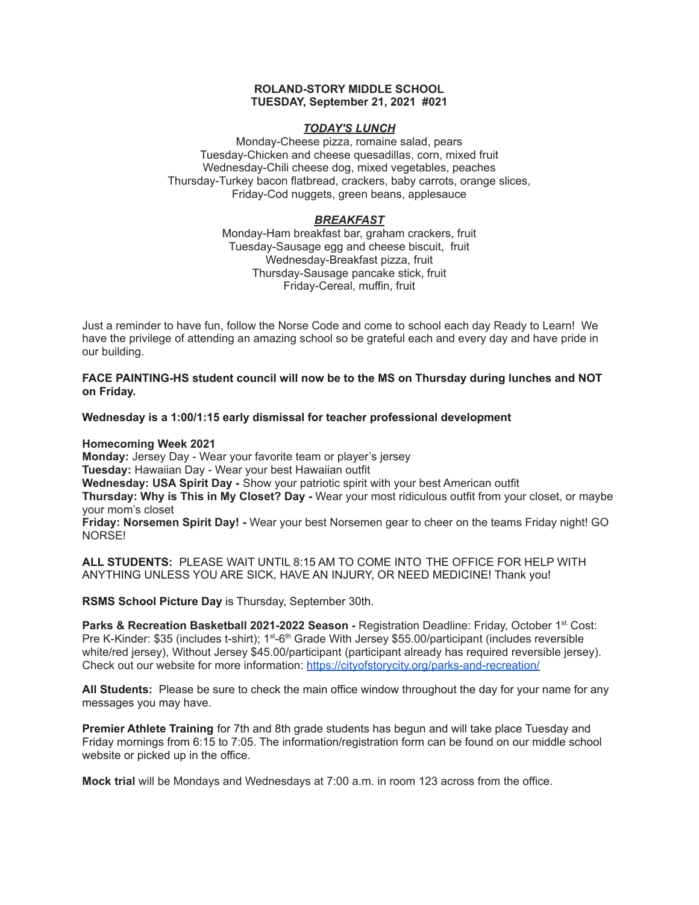**ROLAND-STORY MIDDLE SCHOOL**
**TUESDAY, September 21, 2021 #021**

***TODAY'S LUNCH***

Monday-Cheese pizza, romaine salad, pears
Tuesday-Chicken and cheese quesadillas, corn, mixed fruit
Wednesday-Chili cheese dog, mixed vegetables, peaches
Thursday-Turkey bacon flatbread, crackers, baby carrots, orange slices,
Friday-Cod nuggets, green beans, applesauce

***BREAKFAST***

Monday-Ham breakfast bar, graham crackers, fruit
Tuesday-Sausage egg and cheese biscuit, fruit
Wednesday-Breakfast pizza, fruit
Thursday-Sausage pancake stick, fruit
Friday-Cereal, muffin, fruit

Just a reminder to have fun, follow the Norse Code and come to school each day Ready to Learn! We have the privilege of attending an amazing school so be grateful each and every day and have pride in our building.

**FACE PAINTING-HS student council will now be to the MS on Thursday during lunches and NOT on Friday.**

**Wednesday is a 1:00/1:15 early dismissal for teacher professional development**

**Homecoming Week 2021**
**Monday:** Jersey Day - Wear your favorite team or player's jersey
**Tuesday:** Hawaiian Day - Wear your best Hawaiian outfit
**Wednesday: USA Spirit Day -** Show your patriotic spirit with your best American outfit
**Thursday: Why is This in My Closet? Day -** Wear your most ridiculous outfit from your closet, or maybe your mom's closet
**Friday: Norsemen Spirit Day! -** Wear your best Norsemen gear to cheer on the teams Friday night! GO NORSE!

**ALL STUDENTS:** PLEASE WAIT UNTIL 8:15 AM TO COME INTO THE OFFICE FOR HELP WITH ANYTHING UNLESS YOU ARE SICK, HAVE AN INJURY, OR NEED MEDICINE! Thank you!

**RSMS School Picture Day** is Thursday, September 30th.

**Parks & Recreation Basketball 2021-2022 Season -** Registration Deadline: Friday, October 1st. Cost: Pre K-Kinder: $35 (includes t-shirt); 1st-6th Grade With Jersey $55.00/participant (includes reversible white/red jersey), Without Jersey $45.00/participant (participant already has required reversible jersey). Check out our website for more information: https://cityofstorycity.org/parks-and-recreation/

**All Students:** Please be sure to check the main office window throughout the day for your name for any messages you may have.

**Premier Athlete Training** for 7th and 8th grade students has begun and will take place Tuesday and Friday mornings from 6:15 to 7:05. The information/registration form can be found on our middle school website or picked up in the office.

**Mock trial** will be Mondays and Wednesdays at 7:00 a.m. in room 123 across from the office.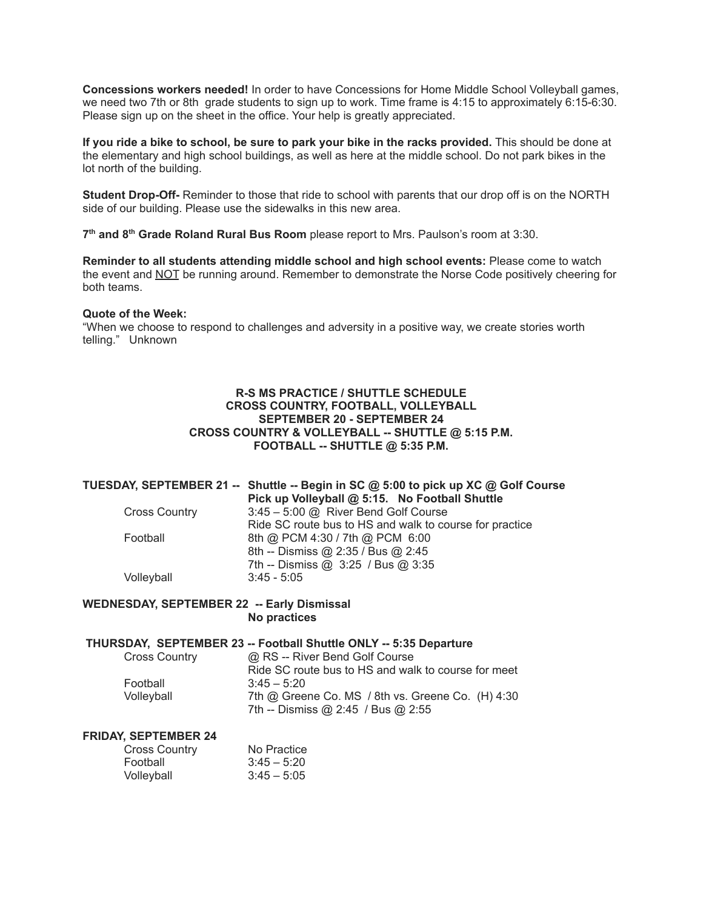**Concessions workers needed!** In order to have Concessions for Home Middle School Volleyball games, we need two 7th or 8th grade students to sign up to work. Time frame is 4:15 to approximately 6:15-6:30. Please sign up on the sheet in the office. Your help is greatly appreciated.

**If you ride a bike to school, be sure to park your bike in the racks provided.** This should be done at the elementary and high school buildings, as well as here at the middle school. Do not park bikes in the lot north of the building.

**Student Drop-Off-** Reminder to those that ride to school with parents that our drop off is on the NORTH side of our building. Please use the sidewalks in this new area.

**7th and 8th Grade Roland Rural Bus Room** please report to Mrs. Paulson's room at 3:30.

**Reminder to all students attending middle school and high school events:** Please come to watch the event and NOT be running around. Remember to demonstrate the Norse Code positively cheering for both teams.

**Quote of the Week:**
"When we choose to respond to challenges and adversity in a positive way, we create stories worth telling." Unknown

**R-S MS PRACTICE / SHUTTLE SCHEDULE**
**CROSS COUNTRY, FOOTBALL, VOLLEYBALL**
**SEPTEMBER 20 - SEPTEMBER 24**
**CROSS COUNTRY & VOLLEYBALL -- SHUTTLE @ 5:15 P.M.**
**FOOTBALL -- SHUTTLE @ 5:35 P.M.**

**TUESDAY, SEPTEMBER 21 -- Shuttle -- Begin in SC @ 5:00 to pick up XC @ Golf Course**
**Pick up Volleyball @ 5:15. No Football Shuttle**

| | |
|---|---|
| Cross Country | 3:45 – 5:00 @ River Bend Golf Course<br>Ride SC route bus to HS and walk to course for practice |
| Football | 8th @ PCM 4:30 / 7th @ PCM 6:00<br>8th -- Dismiss @ 2:35 / Bus @ 2:45<br>7th -- Dismiss @ 3:25 / Bus @ 3:35 |
| Volleyball | 3:45 - 5:05 |

**WEDNESDAY, SEPTEMBER 22 -- Early Dismissal**
**No practices**

**THURSDAY, SEPTEMBER 23 -- Football Shuttle ONLY -- 5:35 Departure**

| | |
|---|---|
| Cross Country | @ RS -- River Bend Golf Course<br>Ride SC route bus to HS and walk to course for meet |
| Football | 3:45 – 5:20 |
| Volleyball | 7th @ Greene Co. MS / 8th vs. Greene Co. (H) 4:30<br>7th -- Dismiss @ 2:45 / Bus @ 2:55 |

**FRIDAY, SEPTEMBER 24**

| | |
|---|---|
| Cross Country | No Practice |
| Football | 3:45 – 5:20 |
| Volleyball | 3:45 – 5:05 |